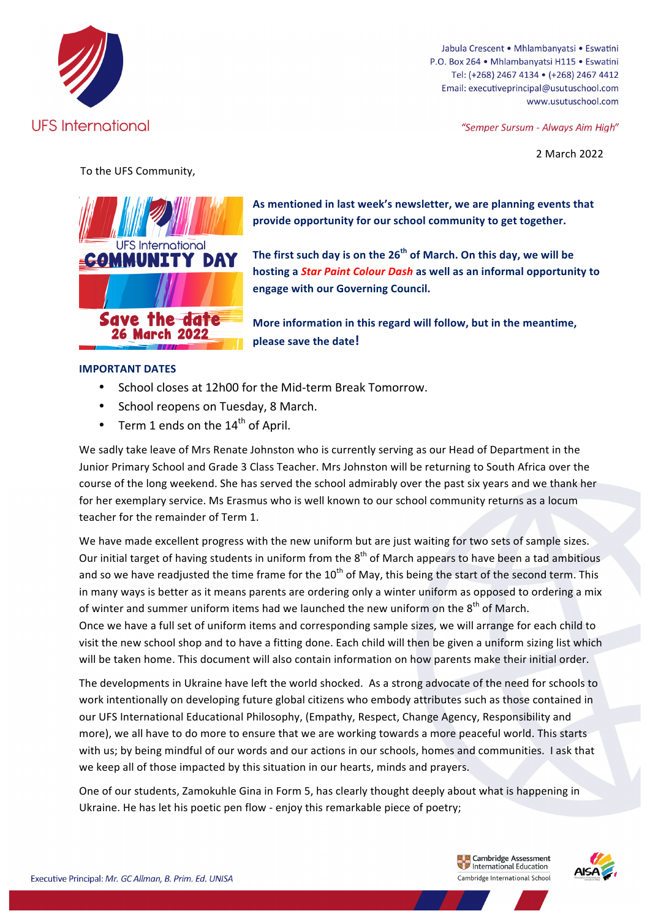UFS International

Jabula Crescent • Mhlambanyatsi • Eswatini
P.O. Box 264 • Mhlambanyatsi H115 • Eswatini
Tel: (+268) 2467 4134 • (+268) 2467 4412
Email: executiveprincipal@usutuschool.com
www.usutuschool.com

*"Semper Sursum - Always Aim High"*

2 March 2022

To the UFS Community,

UFS International **COMMUNITY DAY** Save the date 26 March 2022

**As mentioned in last week's newsletter, we are planning events that provide opportunity for our school community to get together.**

**The first such day is on the 26th of March. On this day, we will be hosting a *Star Paint Colour Dash* as well as an informal opportunity to engage with our Governing Council.**

**More information in this regard will follow, but in the meantime, please save the date!**

**IMPORTANT DATES**

- School closes at 12h00 for the Mid-term Break Tomorrow.
- School reopens on Tuesday, 8 March.
- Term 1 ends on the 14th of April.

We sadly take leave of Mrs Renate Johnston who is currently serving as our Head of Department in the Junior Primary School and Grade 3 Class Teacher. Mrs Johnston will be returning to South Africa over the course of the long weekend. She has served the school admirably over the past six years and we thank her for her exemplary service. Ms Erasmus who is well known to our school community returns as a locum teacher for the remainder of Term 1.

We have made excellent progress with the new uniform but are just waiting for two sets of sample sizes. Our initial target of having students in uniform from the 8th of March appears to have been a tad ambitious and so we have readjusted the time frame for the 10th of May, this being the start of the second term. This in many ways is better as it means parents are ordering only a winter uniform as opposed to ordering a mix of winter and summer uniform items had we launched the new uniform on the 8th of March.
Once we have a full set of uniform items and corresponding sample sizes, we will arrange for each child to visit the new school shop and to have a fitting done. Each child will then be given a uniform sizing list which will be taken home. This document will also contain information on how parents make their initial order.

The developments in Ukraine have left the world shocked. As a strong advocate of the need for schools to work intentionally on developing future global citizens who embody attributes such as those contained in our UFS International Educational Philosophy, (Empathy, Respect, Change Agency, Responsibility and more), we all have to do more to ensure that we are working towards a more peaceful world. This starts with us; by being mindful of our words and our actions in our schools, homes and communities. I ask that we keep all of those impacted by this situation in our hearts, minds and prayers.

One of our students, Zamokuhle Gina in Form 5, has clearly thought deeply about what is happening in Ukraine. He has let his poetic pen flow - enjoy this remarkable piece of poetry;

Executive Principal: *Mr. GC Allman, B. Prim. Ed. UNISA*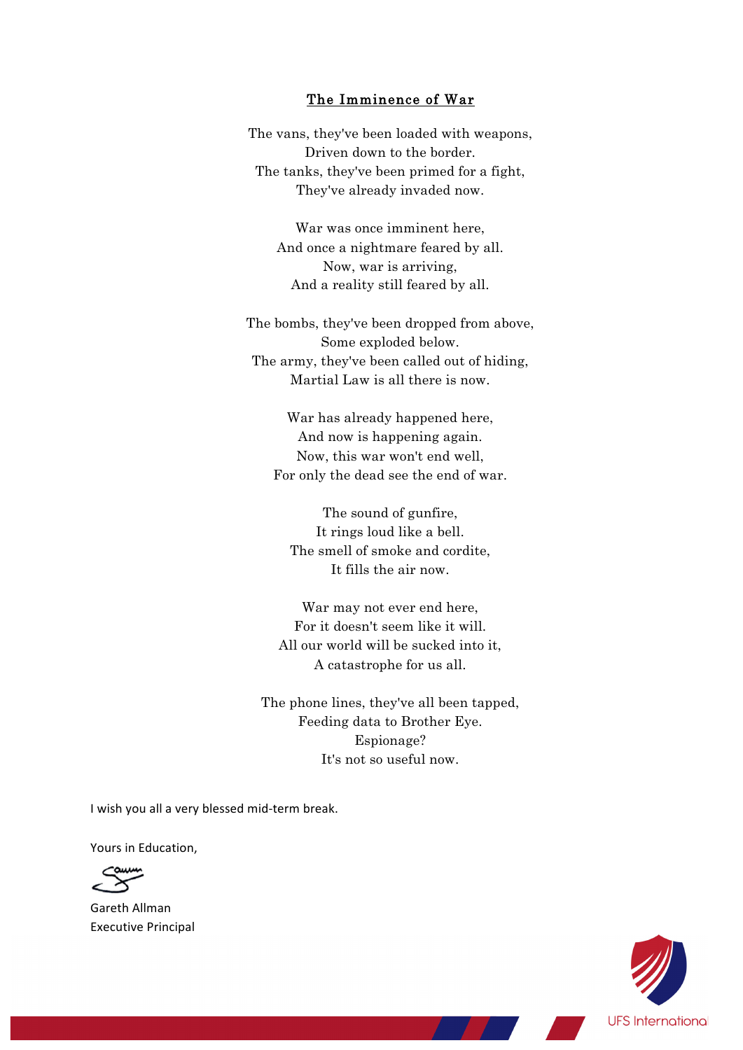## The Imminence of War

The vans, they've been loaded with weapons,
Driven down to the border.
The tanks, they've been primed for a fight,
They've already invaded now.

War was once imminent here,
And once a nightmare feared by all.
Now, war is arriving,
And a reality still feared by all.

The bombs, they've been dropped from above,
Some exploded below.
The army, they've been called out of hiding,
Martial Law is all there is now.

War has already happened here,
And now is happening again.
Now, this war won't end well,
For only the dead see the end of war.

The sound of gunfire,
It rings loud like a bell.
The smell of smoke and cordite,
It fills the air now.

War may not ever end here,
For it doesn't seem like it will.
All our world will be sucked into it,
A catastrophe for us all.

The phone lines, they've all been tapped,
Feeding data to Brother Eye.
Espionage?
It's not so useful now.

I wish you all a very blessed mid-term break.

Yours in Education,

Gareth Allman
Executive Principal

UFS International